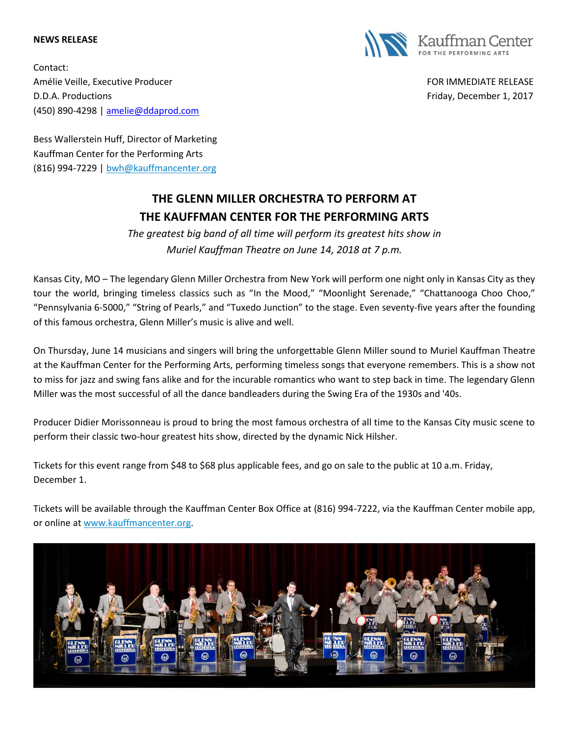**NEWS RELEASE**

Kauffman Center FOR THE PERFORMING ARTS

Contact:
Amélie Veille, Executive Producer
D.D.A. Productions
(450) 890-4298 | amelie@ddaprod.com

FOR IMMEDIATE RELEASE
Friday, December 1, 2017

Bess Wallerstein Huff, Director of Marketing
Kauffman Center for the Performing Arts
(816) 994-7229 | bwh@kauffmancenter.org

# THE GLENN MILLER ORCHESTRA TO PERFORM AT THE KAUFFMAN CENTER FOR THE PERFORMING ARTS

*The greatest big band of all time will perform its greatest hits show in Muriel Kauffman Theatre on June 14, 2018 at 7 p.m.*

Kansas City, MO – The legendary Glenn Miller Orchestra from New York will perform one night only in Kansas City as they tour the world, bringing timeless classics such as "In the Mood," "Moonlight Serenade," "Chattanooga Choo Choo," "Pennsylvania 6-5000," "String of Pearls," and "Tuxedo Junction" to the stage. Even seventy-five years after the founding of this famous orchestra, Glenn Miller's music is alive and well.

On Thursday, June 14 musicians and singers will bring the unforgettable Glenn Miller sound to Muriel Kauffman Theatre at the Kauffman Center for the Performing Arts, performing timeless songs that everyone remembers. This is a show not to miss for jazz and swing fans alike and for the incurable romantics who want to step back in time. The legendary Glenn Miller was the most successful of all the dance bandleaders during the Swing Era of the 1930s and '40s.

Producer Didier Morissonneau is proud to bring the most famous orchestra of all time to the Kansas City music scene to perform their classic two-hour greatest hits show, directed by the dynamic Nick Hilsher.

Tickets for this event range from $48 to $68 plus applicable fees, and go on sale to the public at 10 a.m. Friday, December 1.

Tickets will be available through the Kauffman Center Box Office at (816) 994-7222, via the Kauffman Center mobile app, or online at www.kauffmancenter.org.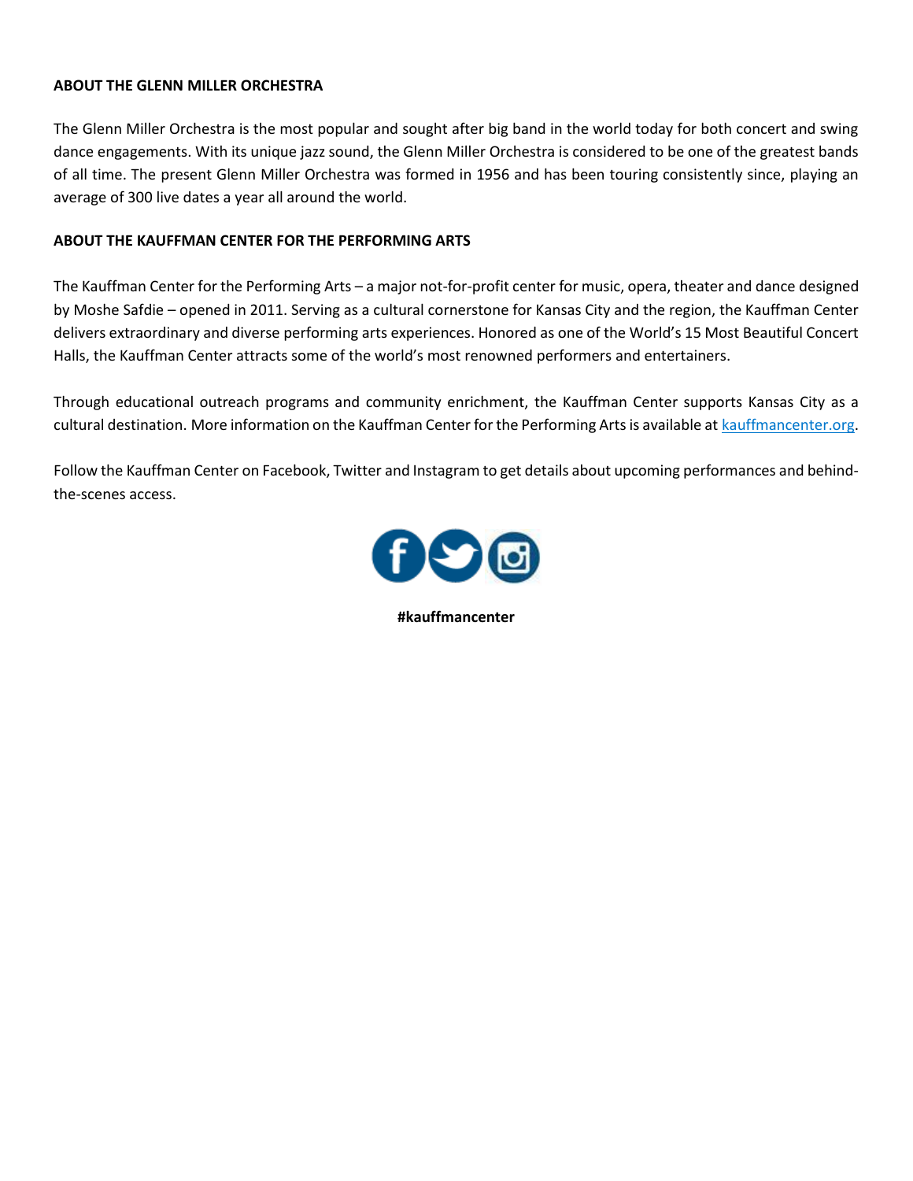**ABOUT THE GLENN MILLER ORCHESTRA**

The Glenn Miller Orchestra is the most popular and sought after big band in the world today for both concert and swing dance engagements. With its unique jazz sound, the Glenn Miller Orchestra is considered to be one of the greatest bands of all time. The present Glenn Miller Orchestra was formed in 1956 and has been touring consistently since, playing an average of 300 live dates a year all around the world.

**ABOUT THE KAUFFMAN CENTER FOR THE PERFORMING ARTS**

The Kauffman Center for the Performing Arts – a major not-for-profit center for music, opera, theater and dance designed by Moshe Safdie – opened in 2011. Serving as a cultural cornerstone for Kansas City and the region, the Kauffman Center delivers extraordinary and diverse performing arts experiences. Honored as one of the World's 15 Most Beautiful Concert Halls, the Kauffman Center attracts some of the world's most renowned performers and entertainers.

Through educational outreach programs and community enrichment, the Kauffman Center supports Kansas City as a cultural destination. More information on the Kauffman Center for the Performing Arts is available at [kauffmancenter.org](kauffmancenter.org).

Follow the Kauffman Center on Facebook, Twitter and Instagram to get details about upcoming performances and behind-the-scenes access.

**#kauffmancenter**